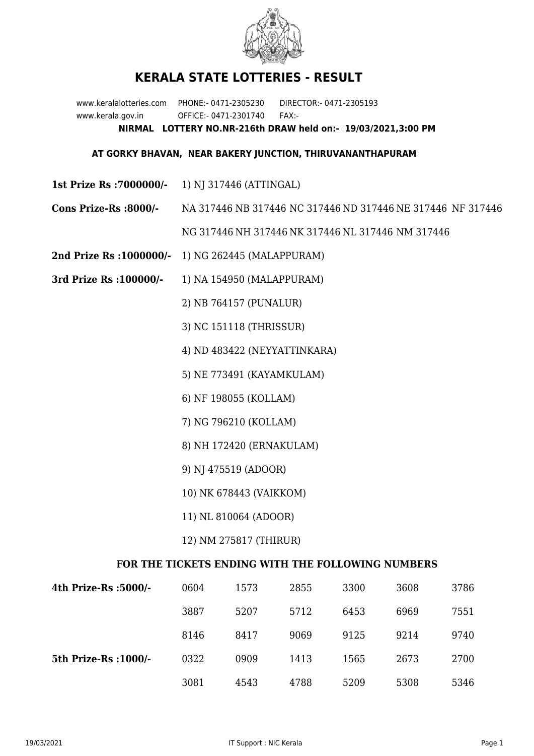# KERALA STATE LOTTERIES - RESULT

www.keralalotteries.com PHONE:- 0471-2305230 DIRECTOR:- 0471-2305193
www.kerala.gov.in OFFICE:- 0471-2301740 FAX:-

**NIRMAL LOTTERY NO.NR-216th DRAW held on:- 19/03/2021,3:00 PM**

**AT GORKY BHAVAN, NEAR BAKERY JUNCTION, THIRUVANANTHAPURAM**

**1st Prize Rs :7000000/-** 1) NJ 317446 (ATTINGAL)

**Cons Prize-Rs :8000/-** NA 317446 NB 317446 NC 317446 ND 317446 NE 317446 NF 317446 NG 317446 NH 317446 NK 317446 NL 317446 NM 317446

**2nd Prize Rs :1000000/-** 1) NG 262445 (MALAPPURAM)

**3rd Prize Rs :100000/-**
1) NA 154950 (MALAPPURAM)
2) NB 764157 (PUNALUR)
3) NC 151118 (THRISSUR)
4) ND 483422 (NEYYATTINKARA)
5) NE 773491 (KAYAMKULAM)
6) NF 198055 (KOLLAM)
7) NG 796210 (KOLLAM)
8) NH 172420 (ERNAKULAM)
9) NJ 475519 (ADOOR)
10) NK 678443 (VAIKKOM)
11) NL 810064 (ADOOR)
12) NM 275817 (THIRUR)

**FOR THE TICKETS ENDING WITH THE FOLLOWING NUMBERS**

| | | | | | | |
|---|---|---|---|---|---|---|
| **4th Prize-Rs :5000/-** | 0604 | 1573 | 2855 | 3300 | 3608 | 3786 |
| | 3887 | 5207 | 5712 | 6453 | 6969 | 7551 |
| | 8146 | 8417 | 9069 | 9125 | 9214 | 9740 |
| **5th Prize-Rs :1000/-** | 0322 | 0909 | 1413 | 1565 | 2673 | 2700 |
| | 3081 | 4543 | 4788 | 5209 | 5308 | 5346 |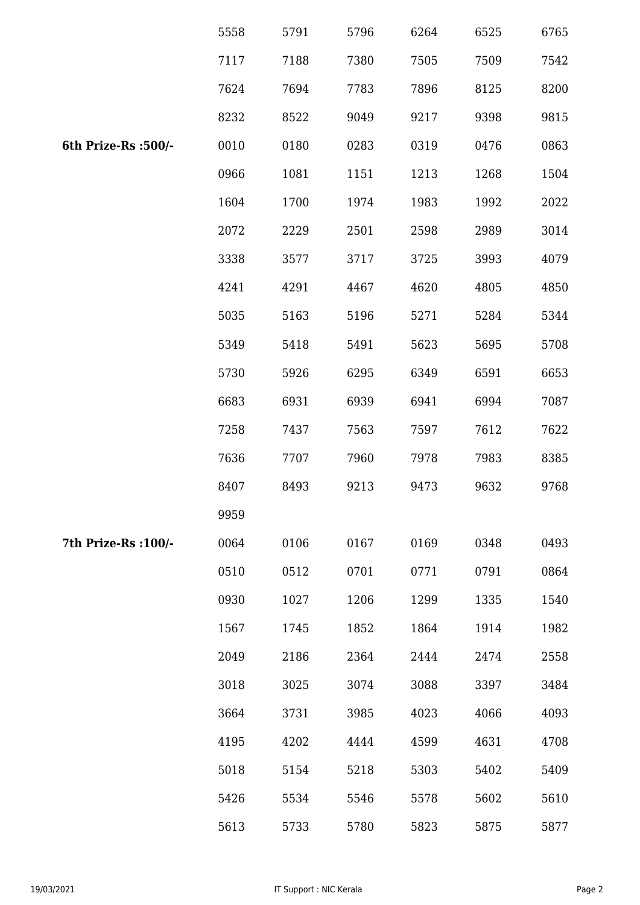| | | | | | | |
|---|---|---|---|---|---|---|
| | 5558 | 5791 | 5796 | 6264 | 6525 | 6765 |
| | 7117 | 7188 | 7380 | 7505 | 7509 | 7542 |
| | 7624 | 7694 | 7783 | 7896 | 8125 | 8200 |
| | 8232 | 8522 | 9049 | 9217 | 9398 | 9815 |
| **6th Prize-Rs :500/-** | 0010 | 0180 | 0283 | 0319 | 0476 | 0863 |
| | 0966 | 1081 | 1151 | 1213 | 1268 | 1504 |
| | 1604 | 1700 | 1974 | 1983 | 1992 | 2022 |
| | 2072 | 2229 | 2501 | 2598 | 2989 | 3014 |
| | 3338 | 3577 | 3717 | 3725 | 3993 | 4079 |
| | 4241 | 4291 | 4467 | 4620 | 4805 | 4850 |
| | 5035 | 5163 | 5196 | 5271 | 5284 | 5344 |
| | 5349 | 5418 | 5491 | 5623 | 5695 | 5708 |
| | 5730 | 5926 | 6295 | 6349 | 6591 | 6653 |
| | 6683 | 6931 | 6939 | 6941 | 6994 | 7087 |
| | 7258 | 7437 | 7563 | 7597 | 7612 | 7622 |
| | 7636 | 7707 | 7960 | 7978 | 7983 | 8385 |
| | 8407 | 8493 | 9213 | 9473 | 9632 | 9768 |
| | 9959 | | | | | |
| **7th Prize-Rs :100/-** | 0064 | 0106 | 0167 | 0169 | 0348 | 0493 |
| | 0510 | 0512 | 0701 | 0771 | 0791 | 0864 |
| | 0930 | 1027 | 1206 | 1299 | 1335 | 1540 |
| | 1567 | 1745 | 1852 | 1864 | 1914 | 1982 |
| | 2049 | 2186 | 2364 | 2444 | 2474 | 2558 |
| | 3018 | 3025 | 3074 | 3088 | 3397 | 3484 |
| | 3664 | 3731 | 3985 | 4023 | 4066 | 4093 |
| | 4195 | 4202 | 4444 | 4599 | 4631 | 4708 |
| | 5018 | 5154 | 5218 | 5303 | 5402 | 5409 |
| | 5426 | 5534 | 5546 | 5578 | 5602 | 5610 |
| | 5613 | 5733 | 5780 | 5823 | 5875 | 5877 |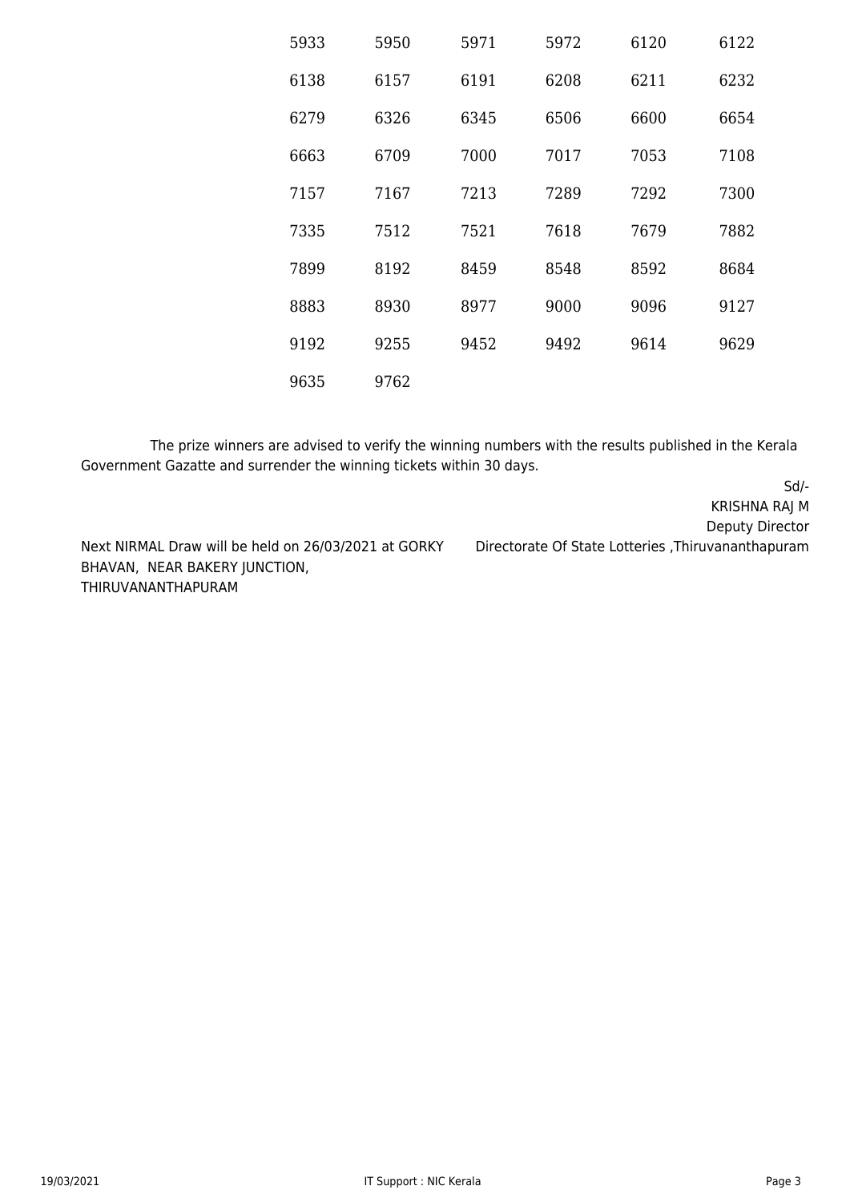| | | | | | |
|---|---|---|---|---|---|
| 5933 | 5950 | 5971 | 5972 | 6120 | 6122 |
| 6138 | 6157 | 6191 | 6208 | 6211 | 6232 |
| 6279 | 6326 | 6345 | 6506 | 6600 | 6654 |
| 6663 | 6709 | 7000 | 7017 | 7053 | 7108 |
| 7157 | 7167 | 7213 | 7289 | 7292 | 7300 |
| 7335 | 7512 | 7521 | 7618 | 7679 | 7882 |
| 7899 | 8192 | 8459 | 8548 | 8592 | 8684 |
| 8883 | 8930 | 8977 | 9000 | 9096 | 9127 |
| 9192 | 9255 | 9452 | 9492 | 9614 | 9629 |
| 9635 | 9762 | | | | |

The prize winners are advised to verify the winning numbers with the results published in the Kerala Government Gazatte and surrender the winning tickets within 30 days.

Sd/-
KRISHNA RAJ M
Deputy Director
Directorate Of State Lotteries ,Thiruvananthapuram

Next NIRMAL Draw will be held on 26/03/2021 at GORKY BHAVAN, NEAR BAKERY JUNCTION, THIRUVANANTHAPURAM